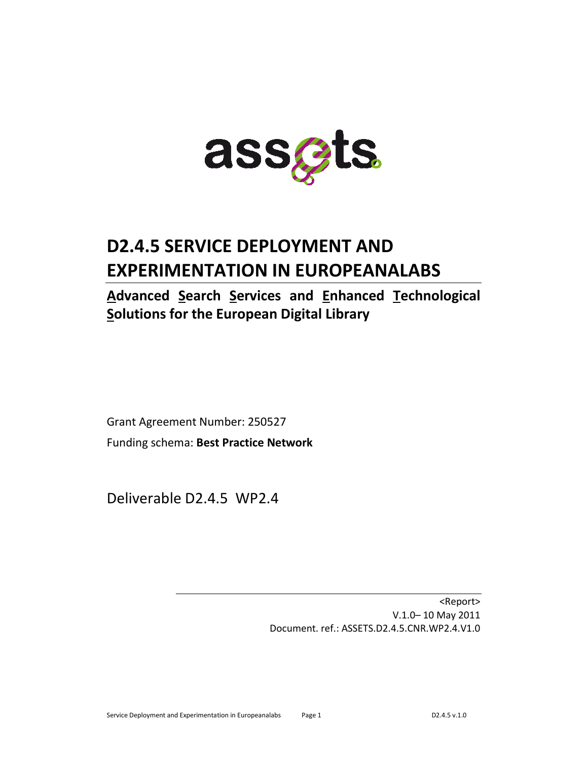assets

# D2.4.5 SERVICE DEPLOYMENT AND EXPERIMENTATION IN EUROPEANALABS

## Advanced Search Services and Enhanced Technological Solutions for the European Digital Library

Grant Agreement Number: 250527

Funding schema: **Best Practice Network**

Deliverable D2.4.5 WP2.4

<Report>
V.1.0– 10 May 2011
Document. ref.: ASSETS.D2.4.5.CNR.WP2.4.V1.0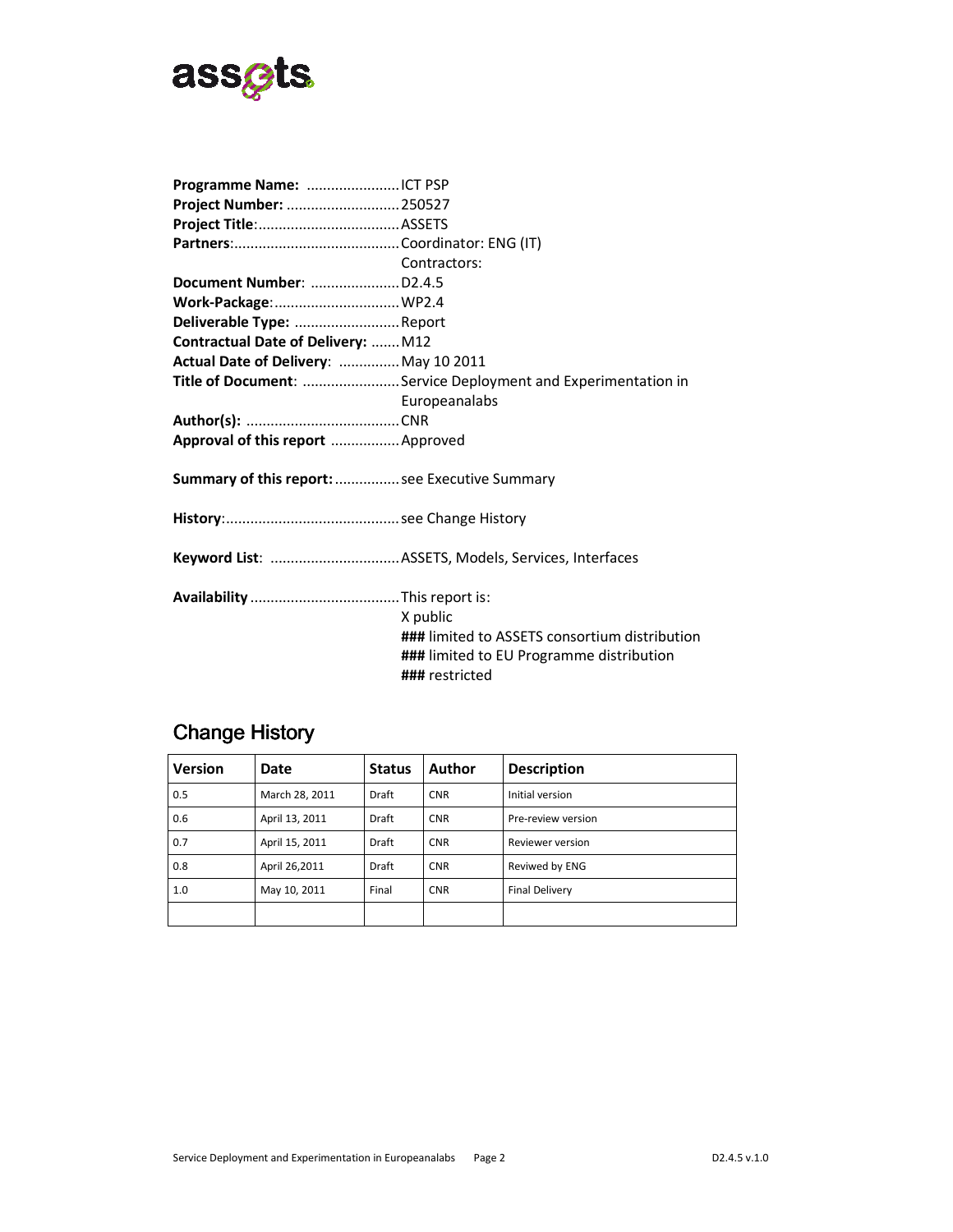**Programme Name:** ....................... ICT PSP
**Project Number:** ............................ 250527
**Project Title**:................................... ASSETS
**Partners**:......................................... Coordinator: ENG (IT)
Contractors:
**Document Number**: ...................... D2.4.5
**Work-Package**:............................... WP2.4
**Deliverable Type:** .......................... Report
**Contractual Date of Delivery:** ....... M12
**Actual Date of Delivery**: ............... May 10 2011
**Title of Document**: ........................ Service Deployment and Experimentation in Europeanalabs
**Author(s):** ...................................... CNR
**Approval of this report** ................. Approved

**Summary of this report:**................ see Executive Summary

**History**:........................................... see Change History

**Keyword List**: ................................ ASSETS, Models, Services, Interfaces

**Availability** .................................... This report is:
X public
**###** limited to ASSETS consortium distribution
**###** limited to EU Programme distribution
**###** restricted

## Change History

| Version | Date | Status | Author | Description |
|---|---|---|---|---|
| 0.5 | March 28, 2011 | Draft | CNR | Initial version |
| 0.6 | April 13, 2011 | Draft | CNR | Pre-review version |
| 0.7 | April 15, 2011 | Draft | CNR | Reviewer version |
| 0.8 | April 26,2011 | Draft | CNR | Reviwed by ENG |
| 1.0 | May 10, 2011 | Final | CNR | Final Delivery |
| | | | | |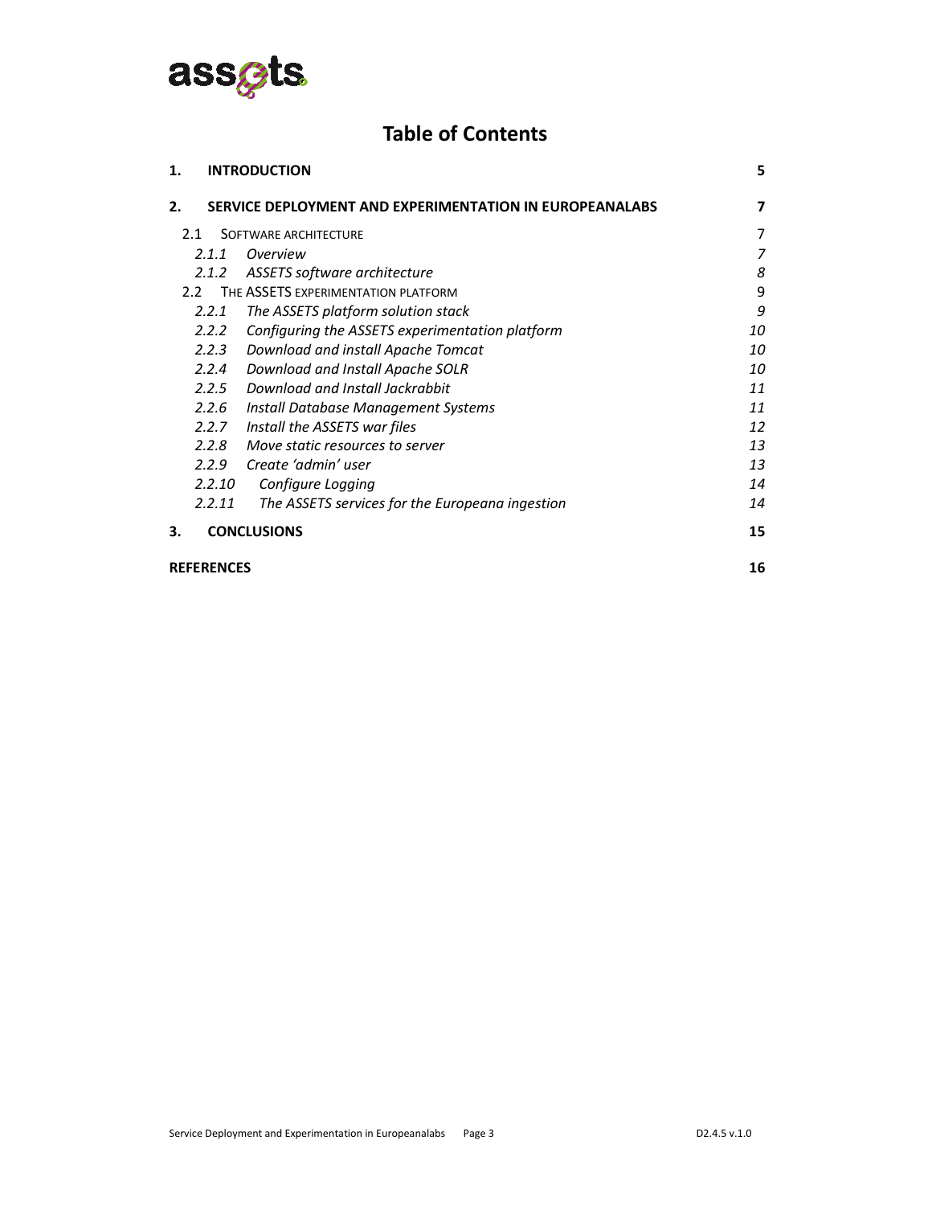# Table of Contents

| | | |
|---|---|---|
| **1.** | **INTRODUCTION** | **5** |
| **2.** | **SERVICE DEPLOYMENT AND EXPERIMENTATION IN EUROPEANALABS** | **7** |
| 2.1 | SOFTWARE ARCHITECTURE | 7 |
| *2.1.1* | *Overview* | *7* |
| *2.1.2* | *ASSETS software architecture* | *8* |
| 2.2 | THE ASSETS EXPERIMENTATION PLATFORM | 9 |
| *2.2.1* | *The ASSETS platform solution stack* | *9* |
| *2.2.2* | *Configuring the ASSETS experimentation platform* | *10* |
| *2.2.3* | *Download and install Apache Tomcat* | *10* |
| *2.2.4* | *Download and Install Apache SOLR* | *10* |
| *2.2.5* | *Download and Install Jackrabbit* | *11* |
| *2.2.6* | *Install Database Management Systems* | *11* |
| *2.2.7* | *Install the ASSETS war files* | *12* |
| *2.2.8* | *Move static resources to server* | *13* |
| *2.2.9* | *Create 'admin' user* | *13* |
| *2.2.10* | *Configure Logging* | *14* |
| *2.2.11* | *The ASSETS services for the Europeana ingestion* | *14* |
| **3.** | **CONCLUSIONS** | **15** |
| **REFERENCES** | | **16** |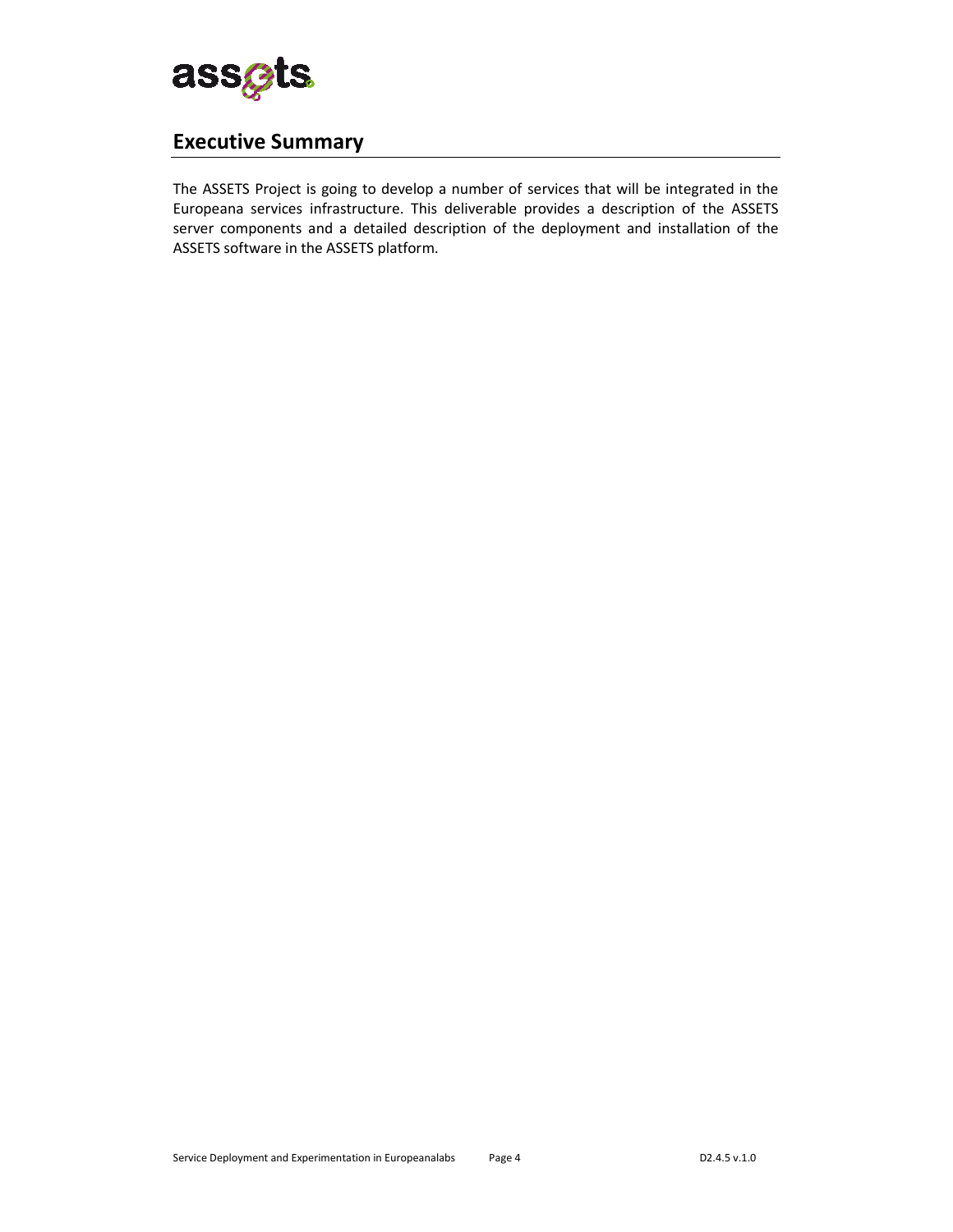# Executive Summary

The ASSETS Project is going to develop a number of services that will be integrated in the Europeana services infrastructure. This deliverable provides a description of the ASSETS server components and a detailed description of the deployment and installation of the ASSETS software in the ASSETS platform.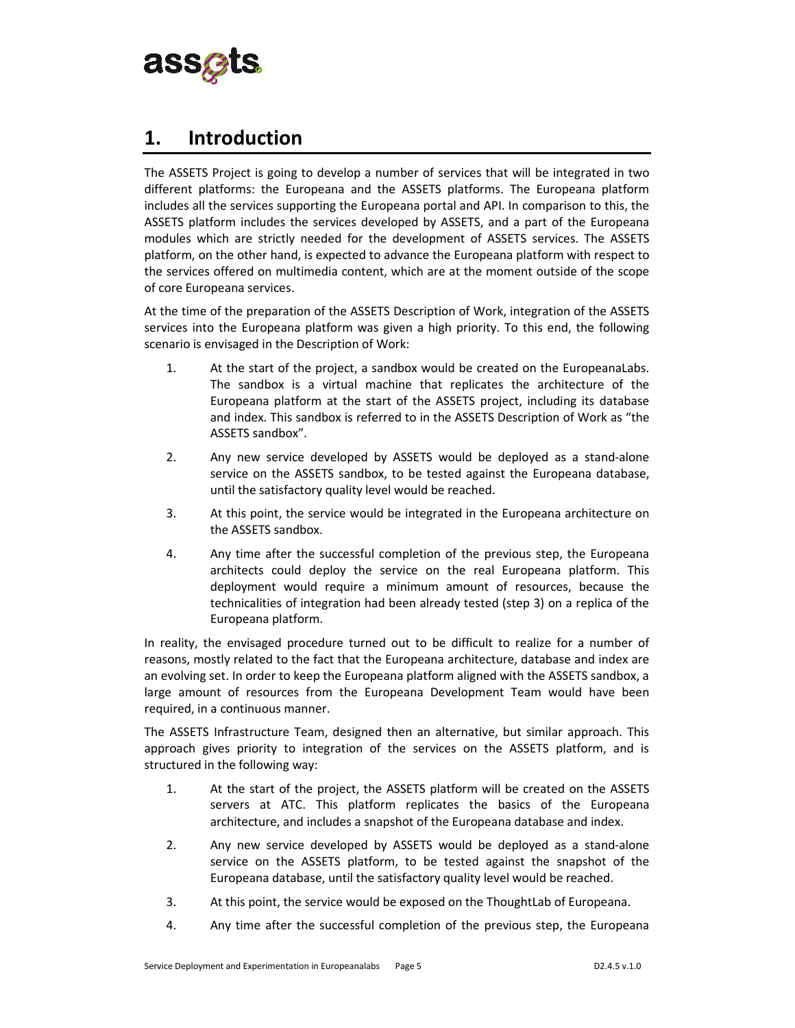# 1. Introduction

The ASSETS Project is going to develop a number of services that will be integrated in two different platforms: the Europeana and the ASSETS platforms. The Europeana platform includes all the services supporting the Europeana portal and API. In comparison to this, the ASSETS platform includes the services developed by ASSETS, and a part of the Europeana modules which are strictly needed for the development of ASSETS services. The ASSETS platform, on the other hand, is expected to advance the Europeana platform with respect to the services offered on multimedia content, which are at the moment outside of the scope of core Europeana services.

At the time of the preparation of the ASSETS Description of Work, integration of the ASSETS services into the Europeana platform was given a high priority. To this end, the following scenario is envisaged in the Description of Work:

1. At the start of the project, a sandbox would be created on the EuropeanaLabs. The sandbox is a virtual machine that replicates the architecture of the Europeana platform at the start of the ASSETS project, including its database and index. This sandbox is referred to in the ASSETS Description of Work as "the ASSETS sandbox".
2. Any new service developed by ASSETS would be deployed as a stand-alone service on the ASSETS sandbox, to be tested against the Europeana database, until the satisfactory quality level would be reached.
3. At this point, the service would be integrated in the Europeana architecture on the ASSETS sandbox.
4. Any time after the successful completion of the previous step, the Europeana architects could deploy the service on the real Europeana platform. This deployment would require a minimum amount of resources, because the technicalities of integration had been already tested (step 3) on a replica of the Europeana platform.

In reality, the envisaged procedure turned out to be difficult to realize for a number of reasons, mostly related to the fact that the Europeana architecture, database and index are an evolving set. In order to keep the Europeana platform aligned with the ASSETS sandbox, a large amount of resources from the Europeana Development Team would have been required, in a continuous manner.

The ASSETS Infrastructure Team, designed then an alternative, but similar approach. This approach gives priority to integration of the services on the ASSETS platform, and is structured in the following way:

1. At the start of the project, the ASSETS platform will be created on the ASSETS servers at ATC. This platform replicates the basics of the Europeana architecture, and includes a snapshot of the Europeana database and index.
2. Any new service developed by ASSETS would be deployed as a stand-alone service on the ASSETS platform, to be tested against the snapshot of the Europeana database, until the satisfactory quality level would be reached.
3. At this point, the service would be exposed on the ThoughtLab of Europeana.
4. Any time after the successful completion of the previous step, the Europeana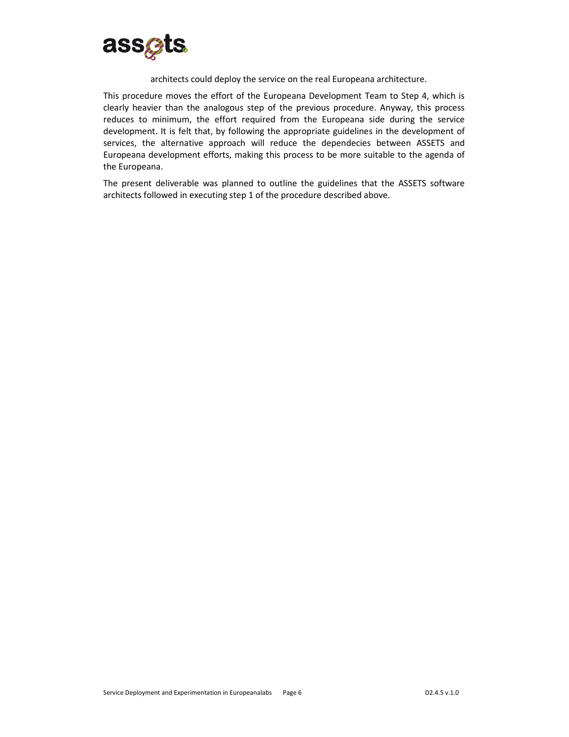architects could deploy the service on the real Europeana architecture.

This procedure moves the effort of the Europeana Development Team to Step 4, which is clearly heavier than the analogous step of the previous procedure. Anyway, this process reduces to minimum, the effort required from the Europeana side during the service development. It is felt that, by following the appropriate guidelines in the development of services, the alternative approach will reduce the dependecies between ASSETS and Europeana development efforts, making this process to be more suitable to the agenda of the Europeana.

The present deliverable was planned to outline the guidelines that the ASSETS software architects followed in executing step 1 of the procedure described above.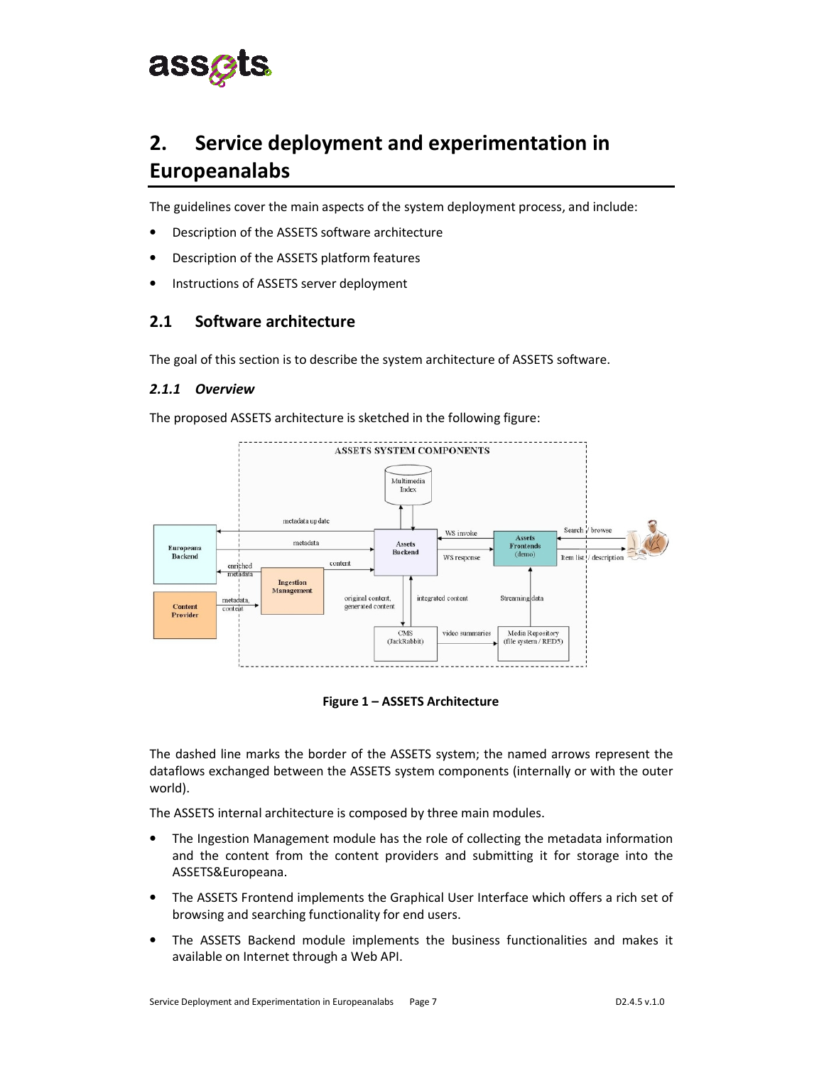# 2. Service deployment and experimentation in Europeanalabs

The guidelines cover the main aspects of the system deployment process, and include:

- Description of the ASSETS software architecture
- Description of the ASSETS platform features
- Instructions of ASSETS server deployment

## 2.1 Software architecture

The goal of this section is to describe the system architecture of ASSETS software.

### *2.1.1 Overview*

The proposed ASSETS architecture is sketched in the following figure:

**Figure 1 – ASSETS Architecture**

The dashed line marks the border of the ASSETS system; the named arrows represent the dataflows exchanged between the ASSETS system components (internally or with the outer world).

The ASSETS internal architecture is composed by three main modules.

- The Ingestion Management module has the role of collecting the metadata information and the content from the content providers and submitting it for storage into the ASSETS&Europeana.
- The ASSETS Frontend implements the Graphical User Interface which offers a rich set of browsing and searching functionality for end users.
- The ASSETS Backend module implements the business functionalities and makes it available on Internet through a Web API.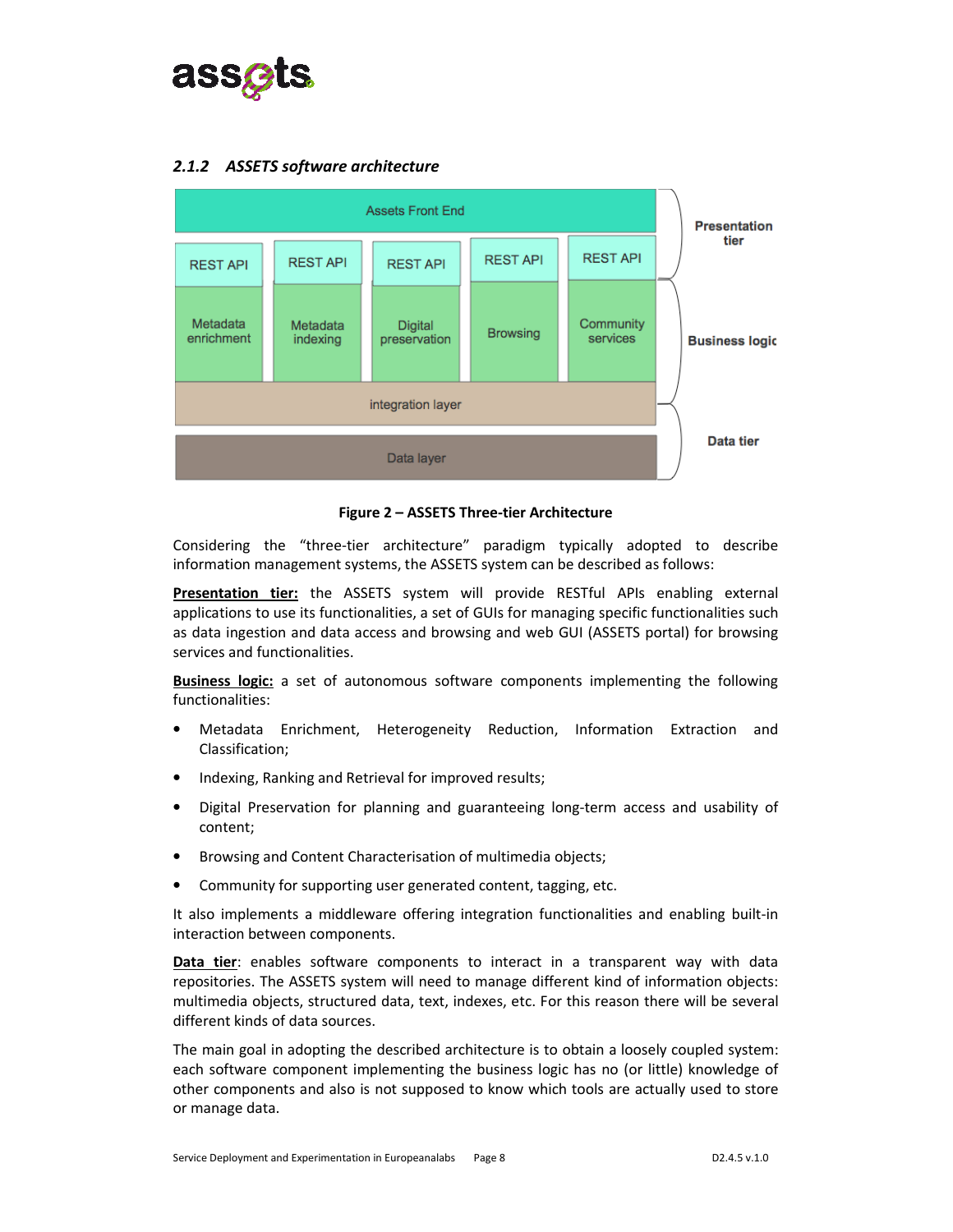### 2.1.2 ASSETS software architecture

Figure 2 – ASSETS Three-tier Architecture

Considering the "three-tier architecture" paradigm typically adopted to describe information management systems, the ASSETS system can be described as follows:

**Presentation tier:** the ASSETS system will provide RESTful APIs enabling external applications to use its functionalities, a set of GUIs for managing specific functionalities such as data ingestion and data access and browsing and web GUI (ASSETS portal) for browsing services and functionalities.

**Business logic:** a set of autonomous software components implementing the following functionalities:

- Metadata Enrichment, Heterogeneity Reduction, Information Extraction and Classification;
- Indexing, Ranking and Retrieval for improved results;
- Digital Preservation for planning and guaranteeing long-term access and usability of content;
- Browsing and Content Characterisation of multimedia objects;
- Community for supporting user generated content, tagging, etc.

It also implements a middleware offering integration functionalities and enabling built-in interaction between components.

**Data tier**: enables software components to interact in a transparent way with data repositories. The ASSETS system will need to manage different kind of information objects: multimedia objects, structured data, text, indexes, etc. For this reason there will be several different kinds of data sources.

The main goal in adopting the described architecture is to obtain a loosely coupled system: each software component implementing the business logic has no (or little) knowledge of other components and also is not supposed to know which tools are actually used to store or manage data.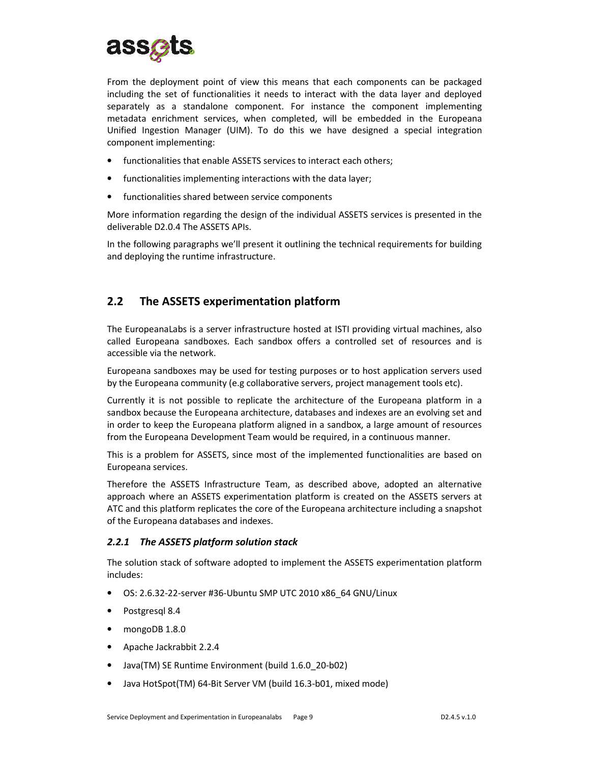From the deployment point of view this means that each components can be packaged including the set of functionalities it needs to interact with the data layer and deployed separately as a standalone component. For instance the component implementing metadata enrichment services, when completed, will be embedded in the Europeana Unified Ingestion Manager (UIM). To do this we have designed a special integration component implementing:

- functionalities that enable ASSETS services to interact each others;
- functionalities implementing interactions with the data layer;
- functionalities shared between service components

More information regarding the design of the individual ASSETS services is presented in the deliverable D2.0.4 The ASSETS APIs.

In the following paragraphs we'll present it outlining the technical requirements for building and deploying the runtime infrastructure.

## 2.2 The ASSETS experimentation platform

The EuropeanaLabs is a server infrastructure hosted at ISTI providing virtual machines, also called Europeana sandboxes. Each sandbox offers a controlled set of resources and is accessible via the network.

Europeana sandboxes may be used for testing purposes or to host application servers used by the Europeana community (e.g collaborative servers, project management tools etc).

Currently it is not possible to replicate the architecture of the Europeana platform in a sandbox because the Europeana architecture, databases and indexes are an evolving set and in order to keep the Europeana platform aligned in a sandbox, a large amount of resources from the Europeana Development Team would be required, in a continuous manner.

This is a problem for ASSETS, since most of the implemented functionalities are based on Europeana services.

Therefore the ASSETS Infrastructure Team, as described above, adopted an alternative approach where an ASSETS experimentation platform is created on the ASSETS servers at ATC and this platform replicates the core of the Europeana architecture including a snapshot of the Europeana databases and indexes.

### *2.2.1 The ASSETS platform solution stack*

The solution stack of software adopted to implement the ASSETS experimentation platform includes:

- OS: 2.6.32-22-server #36-Ubuntu SMP UTC 2010 x86_64 GNU/Linux
- Postgresql 8.4
- mongoDB 1.8.0
- Apache Jackrabbit 2.2.4
- Java(TM) SE Runtime Environment (build 1.6.0_20-b02)
- Java HotSpot(TM) 64-Bit Server VM (build 16.3-b01, mixed mode)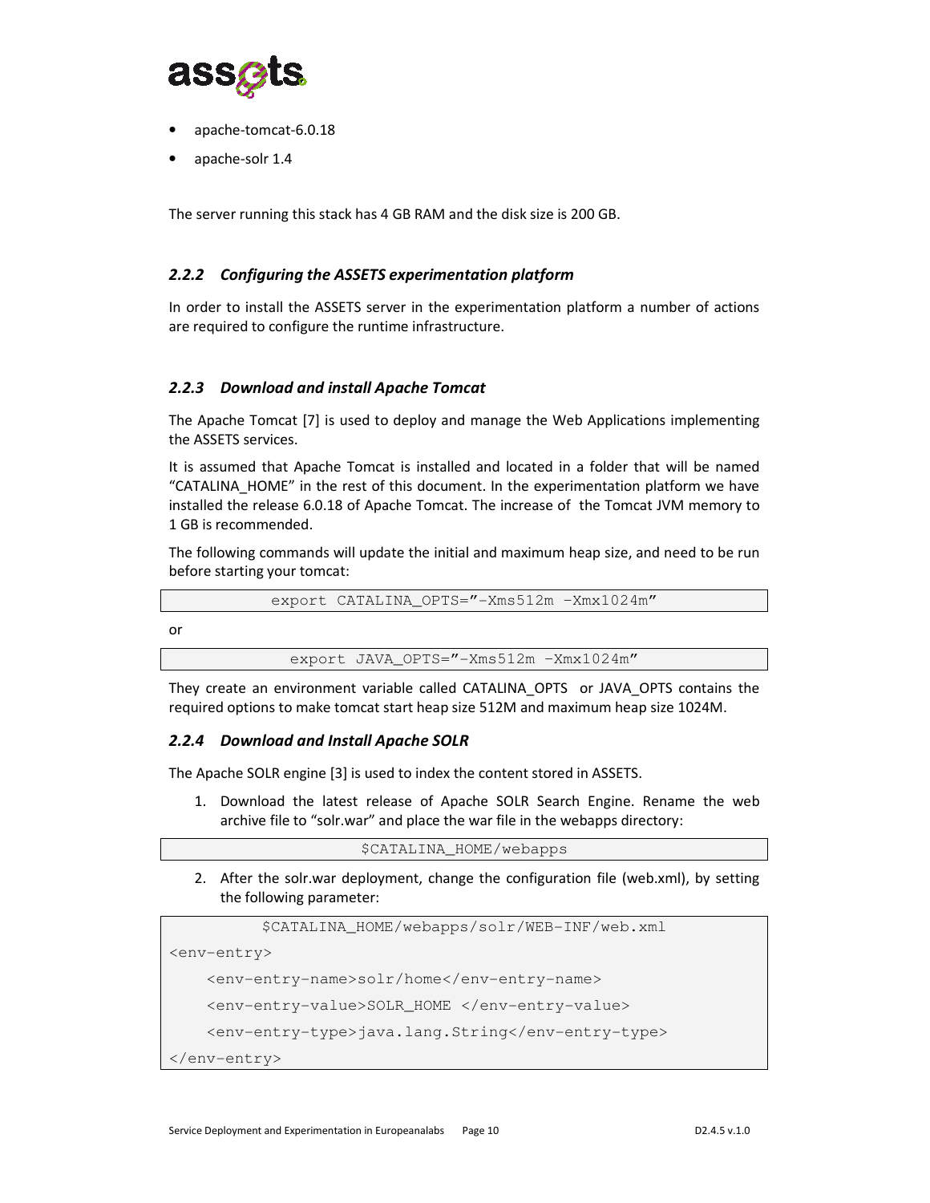- apache-tomcat-6.0.18
- apache-solr 1.4

The server running this stack has 4 GB RAM and the disk size is 200 GB.

### *2.2.2 Configuring the ASSETS experimentation platform*

In order to install the ASSETS server in the experimentation platform a number of actions are required to configure the runtime infrastructure.

### *2.2.3 Download and install Apache Tomcat*

The Apache Tomcat [7] is used to deploy and manage the Web Applications implementing the ASSETS services.

It is assumed that Apache Tomcat is installed and located in a folder that will be named "CATALINA_HOME" in the rest of this document. In the experimentation platform we have installed the release 6.0.18 of Apache Tomcat. The increase of the Tomcat JVM memory to 1 GB is recommended.

The following commands will update the initial and maximum heap size, and need to be run before starting your tomcat:

```
export CATALINA_OPTS=”-Xms512m –Xmx1024m”
```

or

```
export JAVA_OPTS=”-Xms512m –Xmx1024m”
```

They create an environment variable called CATALINA_OPTS or JAVA_OPTS contains the required options to make tomcat start heap size 512M and maximum heap size 1024M.

### *2.2.4 Download and Install Apache SOLR*

The Apache SOLR engine [3] is used to index the content stored in ASSETS.

1. Download the latest release of Apache SOLR Search Engine. Rename the web archive file to "solr.war" and place the war file in the webapps directory:

```
$CATALINA_HOME/webapps
```

2. After the solr.war deployment, change the configuration file (web.xml), by setting the following parameter:

```
$CATALINA_HOME/webapps/solr/WEB-INF/web.xml
<env-entry>
    <env-entry-name>solr/home</env-entry-name>
    <env-entry-value>SOLR_HOME </env-entry-value>
    <env-entry-type>java.lang.String</env-entry-type>
</env-entry>
```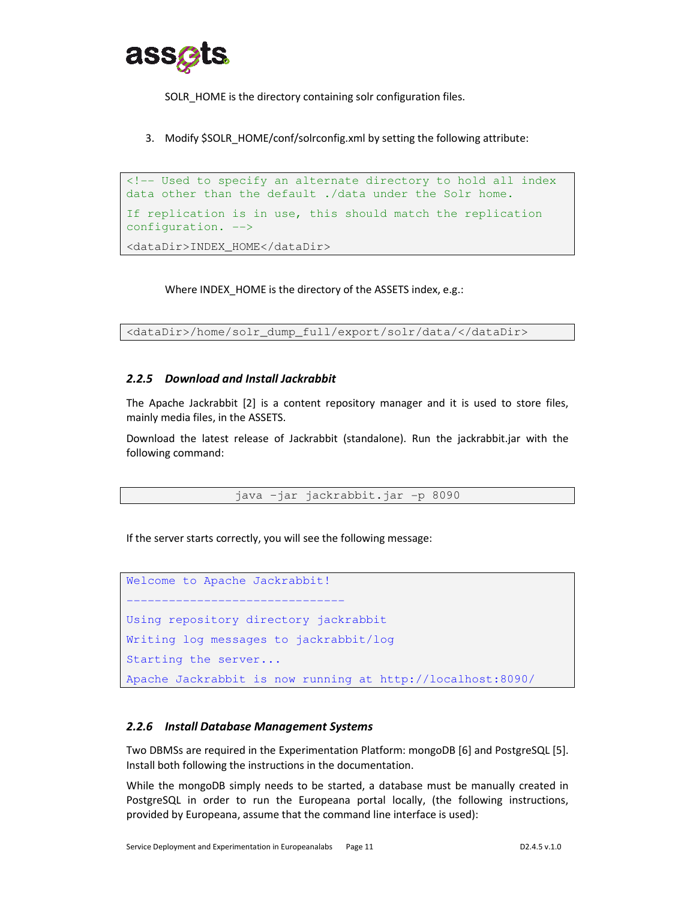SOLR_HOME is the directory containing solr configuration files.

3. Modify $SOLR_HOME/conf/solrconfig.xml by setting the following attribute:

```
<!-- Used to specify an alternate directory to hold all index
data other than the default ./data under the Solr home.
If replication is in use, this should match the replication
configuration. -->
<dataDir>INDEX_HOME</dataDir>
```

Where INDEX_HOME is the directory of the ASSETS index, e.g.:

```
<dataDir>/home/solr_dump_full/export/solr/data/</dataDir>
```

### *2.2.5 Download and Install Jackrabbit*

The Apache Jackrabbit [2] is a content repository manager and it is used to store files, mainly media files, in the ASSETS.

Download the latest release of Jackrabbit (standalone). Run the jackrabbit.jar with the following command:

```
java -jar jackrabbit.jar -p 8090
```

If the server starts correctly, you will see the following message:

```
Welcome to Apache Jackrabbit!
-------------------------------
Using repository directory jackrabbit
Writing log messages to jackrabbit/log
Starting the server...
Apache Jackrabbit is now running at http://localhost:8090/
```

### *2.2.6 Install Database Management Systems*

Two DBMSs are required in the Experimentation Platform: mongoDB [6] and PostgreSQL [5]. Install both following the instructions in the documentation.

While the mongoDB simply needs to be started, a database must be manually created in PostgreSQL in order to run the Europeana portal locally, (the following instructions, provided by Europeana, assume that the command line interface is used):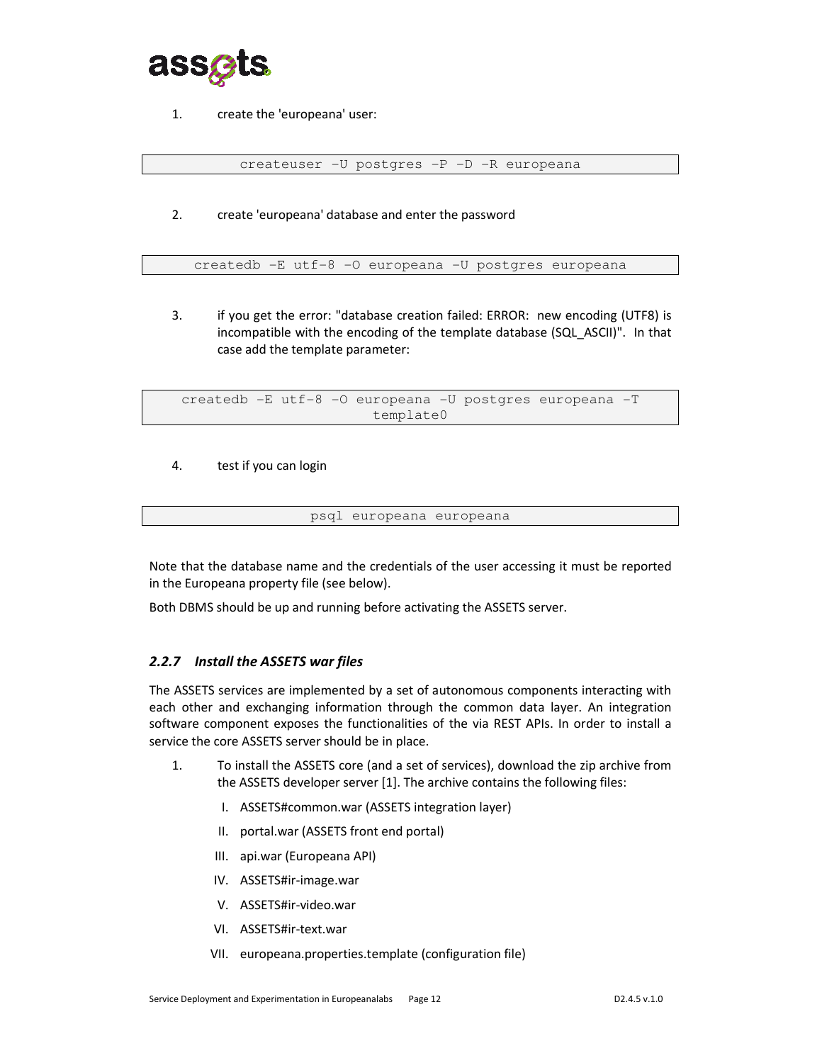1. create the 'europeana' user:

```
createuser –U postgres –P –D –R europeana
```

2. create 'europeana' database and enter the password

```
createdb –E utf-8 –O europeana –U postgres europeana
```

3. if you get the error: "database creation failed: ERROR:  new encoding (UTF8) is incompatible with the encoding of the template database (SQL_ASCII)".  In that case add the template parameter:

```
createdb –E utf-8 –O europeana –U postgres europeana –T template0
```

4. test if you can login

```
psql europeana europeana
```

Note that the database name and the credentials of the user accessing it must be reported in the Europeana property file (see below).

Both DBMS should be up and running before activating the ASSETS server.

### *2.2.7 Install the ASSETS war files*

The ASSETS services are implemented by a set of autonomous components interacting with each other and exchanging information through the common data layer. An integration software component exposes the functionalities of the via REST APIs. In order to install a service the core ASSETS server should be in place.

1. To install the ASSETS core (and a set of services), download the zip archive from the ASSETS developer server [1]. The archive contains the following files:
   I. ASSETS#common.war (ASSETS integration layer)
   II. portal.war (ASSETS front end portal)
   III. api.war (Europeana API)
   IV. ASSETS#ir-image.war
   V. ASSETS#ir-video.war
   VI. ASSETS#ir-text.war
   VII. europeana.properties.template (configuration file)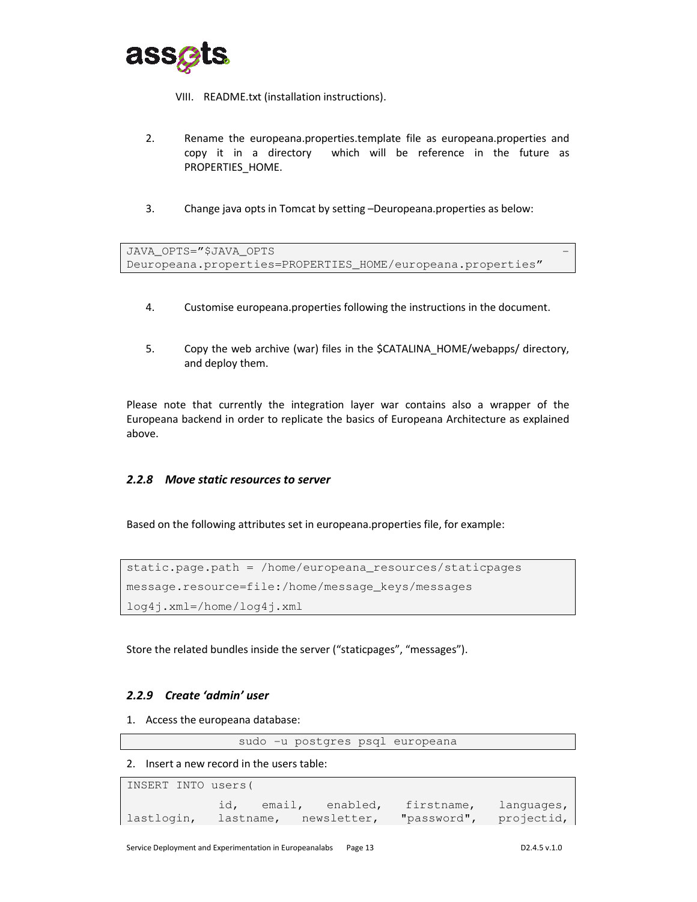VIII. README.txt (installation instructions).

2. Rename the europeana.properties.template file as europeana.properties and copy it in a directory which will be reference in the future as PROPERTIES_HOME.

3. Change java opts in Tomcat by setting –Deuropeana.properties as below:

```
JAVA_OPTS="$JAVA_OPTS -Deuropeana.properties=PROPERTIES_HOME/europeana.properties"
```

4. Customise europeana.properties following the instructions in the document.

5. Copy the web archive (war) files in the $CATALINA_HOME/webapps/ directory, and deploy them.

Please note that currently the integration layer war contains also a wrapper of the Europeana backend in order to replicate the basics of Europeana Architecture as explained above.

### *2.2.8 Move static resources to server*

Based on the following attributes set in europeana.properties file, for example:

```
static.page.path = /home/europeana_resources/staticpages
message.resource=file:/home/message_keys/messages
log4j.xml=/home/log4j.xml
```

Store the related bundles inside the server ("staticpages", "messages").

### *2.2.9 Create 'admin' user*

1. Access the europeana database:

```
sudo –u postgres psql europeana
```

2. Insert a new record in the users table:

```
INSERT INTO users(
            id, email, enabled, firstname, languages,
lastlogin, lastname, newsletter, "password", projectid,
```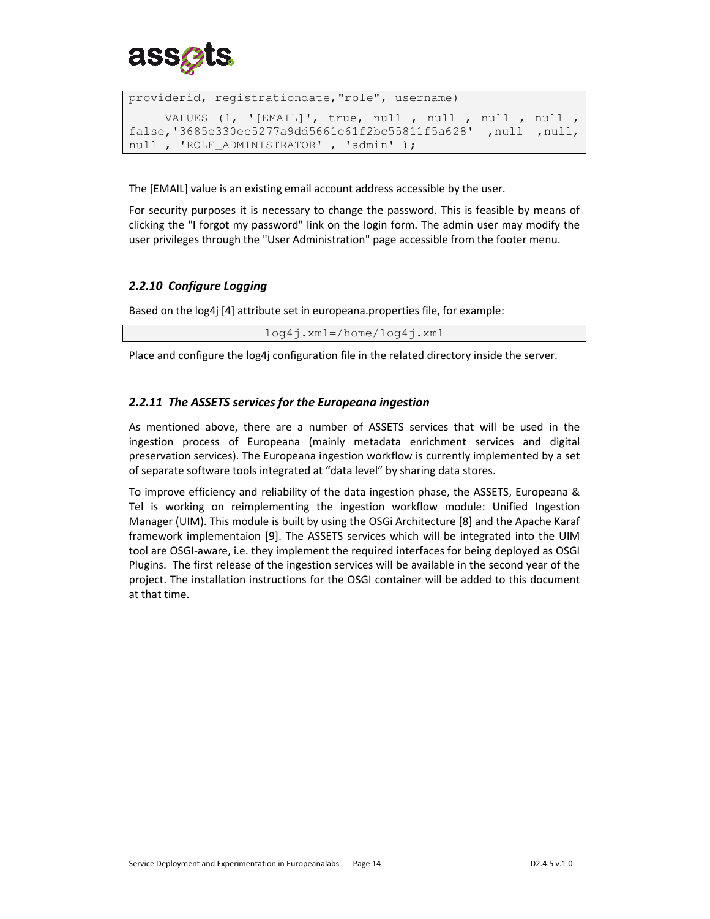```
providerid, registrationdate,"role", username)
     VALUES (1, '[EMAIL]', true, null , null , null , null ,
false,'3685e330ec5277a9dd5661c61f2bc55811f5a628' ,null ,null,
null , 'ROLE_ADMINISTRATOR' , 'admin' );
```

The [EMAIL] value is an existing email account address accessible by the user.

For security purposes it is necessary to change the password. This is feasible by means of clicking the "I forgot my password" link on the login form. The admin user may modify the user privileges through the "User Administration" page accessible from the footer menu.

### *2.2.10 Configure Logging*

Based on the log4j [4] attribute set in europeana.properties file, for example:

```
log4j.xml=/home/log4j.xml
```

Place and configure the log4j configuration file in the related directory inside the server.

### *2.2.11 The ASSETS services for the Europeana ingestion*

As mentioned above, there are a number of ASSETS services that will be used in the ingestion process of Europeana (mainly metadata enrichment services and digital preservation services). The Europeana ingestion workflow is currently implemented by a set of separate software tools integrated at "data level" by sharing data stores.

To improve efficiency and reliability of the data ingestion phase, the ASSETS, Europeana & Tel is working on reimplementing the ingestion workflow module: Unified Ingestion Manager (UIM). This module is built by using the OSGi Architecture [8] and the Apache Karaf framework implementaion [9]. The ASSETS services which will be integrated into the UIM tool are OSGI-aware, i.e. they implement the required interfaces for being deployed as OSGI Plugins. The first release of the ingestion services will be available in the second year of the project. The installation instructions for the OSGI container will be added to this document at that time.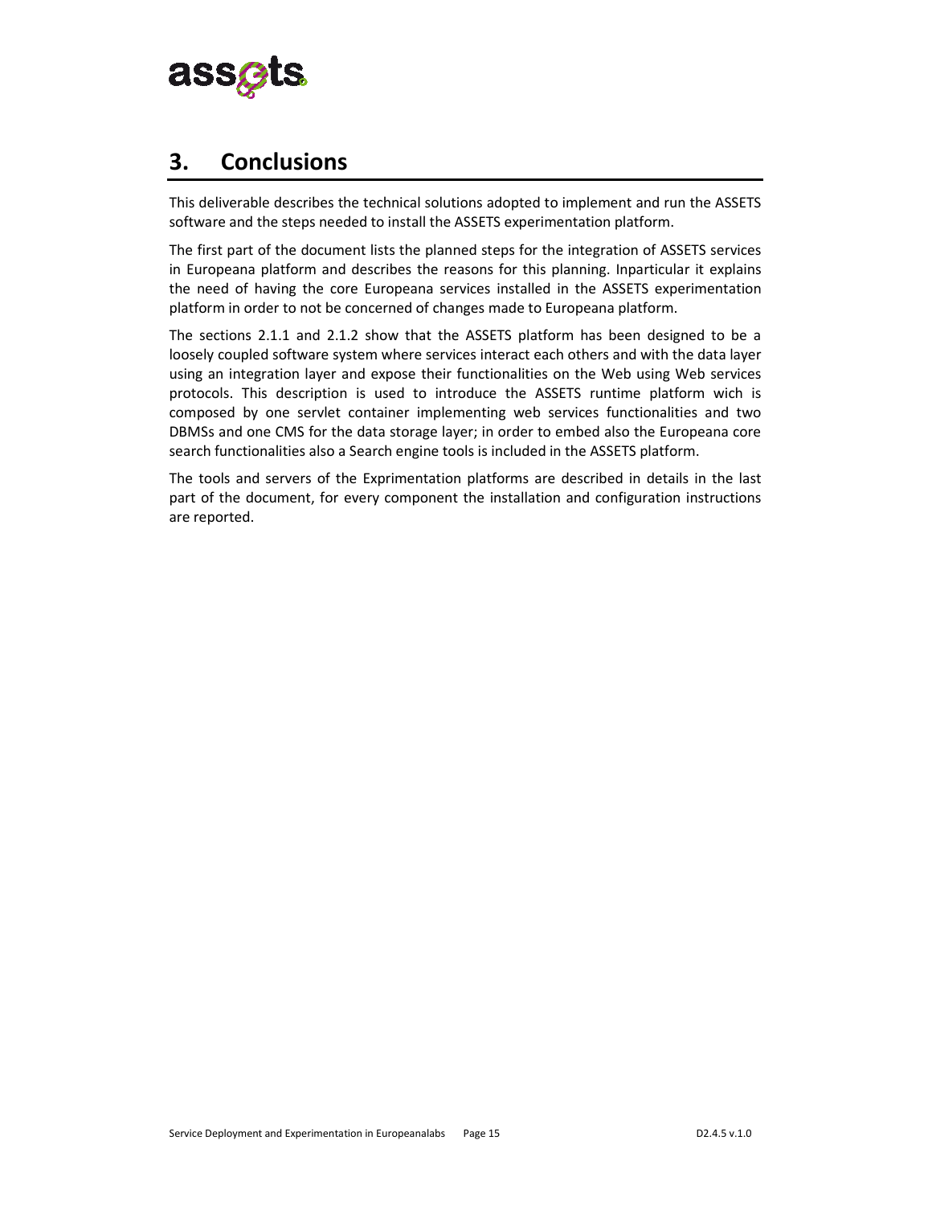# 3. Conclusions

This deliverable describes the technical solutions adopted to implement and run the ASSETS software and the steps needed to install the ASSETS experimentation platform.

The first part of the document lists the planned steps for the integration of ASSETS services in Europeana platform and describes the reasons for this planning. Inparticular it explains the need of having the core Europeana services installed in the ASSETS experimentation platform in order to not be concerned of changes made to Europeana platform.

The sections 2.1.1 and 2.1.2 show that the ASSETS platform has been designed to be a loosely coupled software system where services interact each others and with the data layer using an integration layer and expose their functionalities on the Web using Web services protocols. This description is used to introduce the ASSETS runtime platform wich is composed by one servlet container implementing web services functionalities and two DBMSs and one CMS for the data storage layer; in order to embed also the Europeana core search functionalities also a Search engine tools is included in the ASSETS platform.

The tools and servers of the Exprimentation platforms are described in details in the last part of the document, for every component the installation and configuration instructions are reported.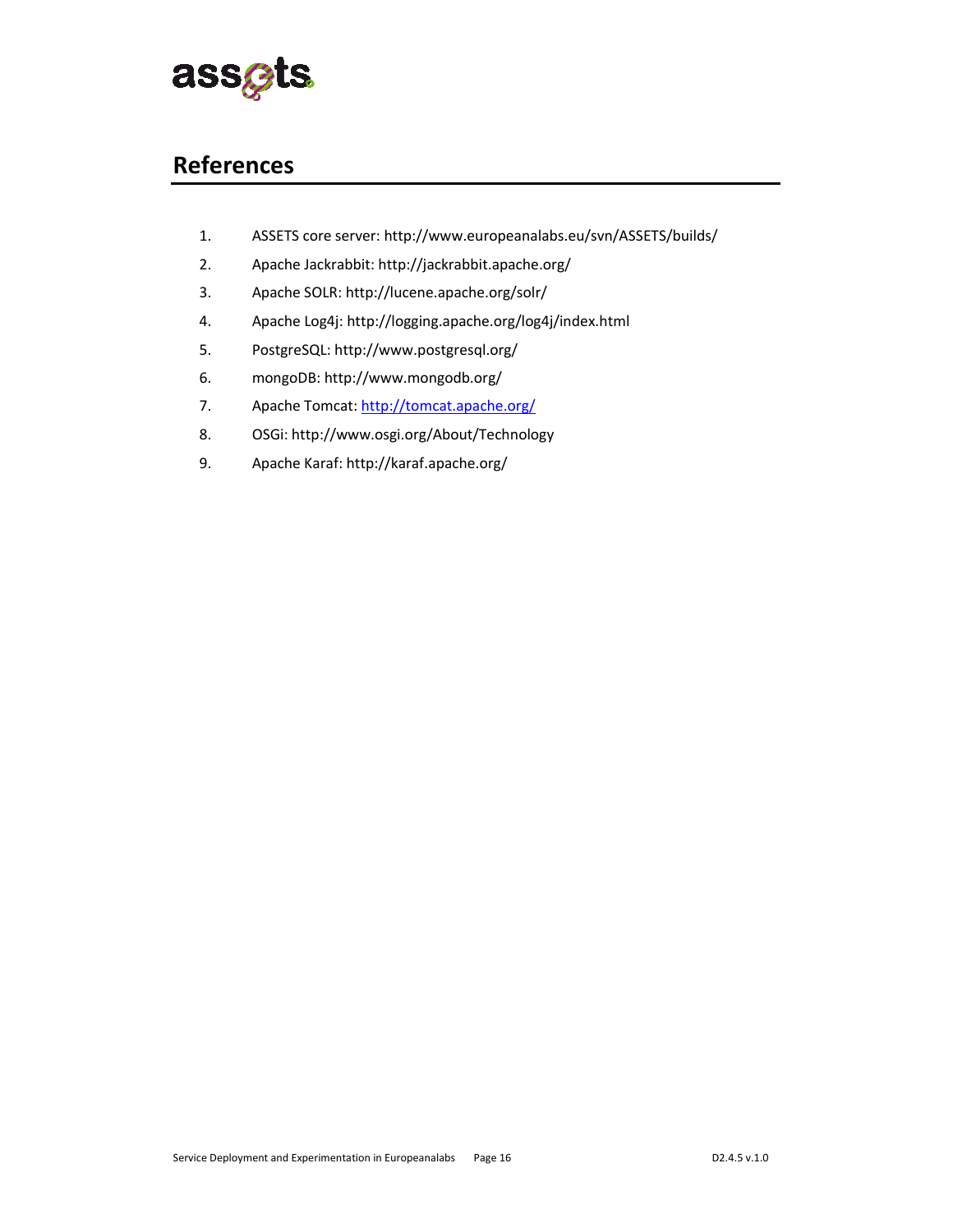# References

1. ASSETS core server: http://www.europeanalabs.eu/svn/ASSETS/builds/
2. Apache Jackrabbit: http://jackrabbit.apache.org/
3. Apache SOLR: http://lucene.apache.org/solr/
4. Apache Log4j: http://logging.apache.org/log4j/index.html
5. PostgreSQL: http://www.postgresql.org/
6. mongoDB: http://www.mongodb.org/
7. Apache Tomcat: http://tomcat.apache.org/
8. OSGi: http://www.osgi.org/About/Technology
9. Apache Karaf: http://karaf.apache.org/